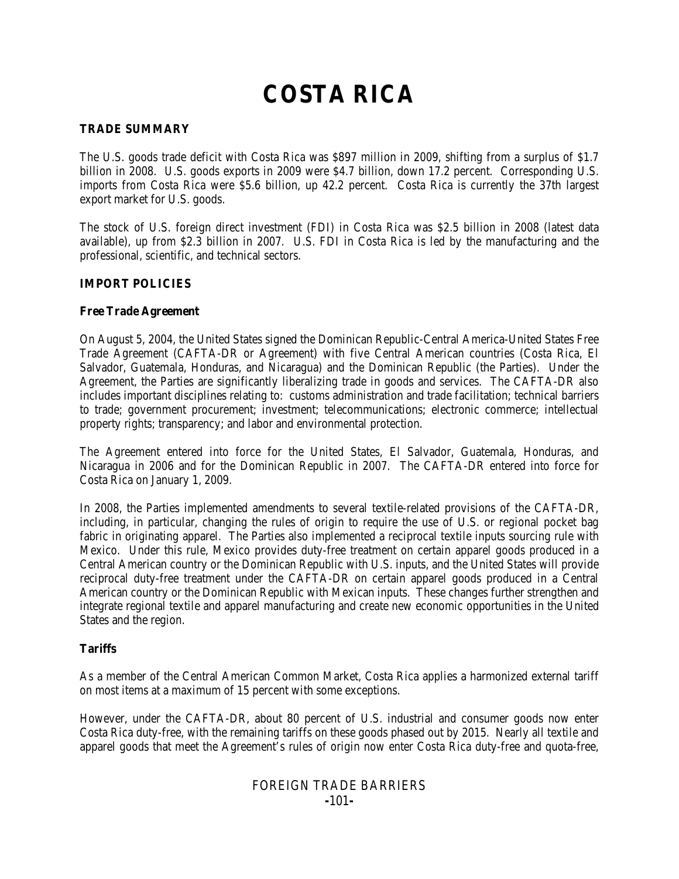# COSTA RICA

## TRADE SUMMARY

The U.S. goods trade deficit with Costa Rica was $897 million in 2009, shifting from a surplus of $1.7 billion in 2008. U.S. goods exports in 2009 were $4.7 billion, down 17.2 percent. Corresponding U.S. imports from Costa Rica were $5.6 billion, up 42.2 percent. Costa Rica is currently the 37th largest export market for U.S. goods.

The stock of U.S. foreign direct investment (FDI) in Costa Rica was $2.5 billion in 2008 (latest data available), up from $2.3 billion in 2007. U.S. FDI in Costa Rica is led by the manufacturing and the professional, scientific, and technical sectors.

## IMPORT POLICIES

### Free Trade Agreement

On August 5, 2004, the United States signed the Dominican Republic-Central America-United States Free Trade Agreement (CAFTA-DR or Agreement) with five Central American countries (Costa Rica, El Salvador, Guatemala, Honduras, and Nicaragua) and the Dominican Republic (the Parties). Under the Agreement, the Parties are significantly liberalizing trade in goods and services. The CAFTA-DR also includes important disciplines relating to: customs administration and trade facilitation; technical barriers to trade; government procurement; investment; telecommunications; electronic commerce; intellectual property rights; transparency; and labor and environmental protection.

The Agreement entered into force for the United States, El Salvador, Guatemala, Honduras, and Nicaragua in 2006 and for the Dominican Republic in 2007. The CAFTA-DR entered into force for Costa Rica on January 1, 2009.

In 2008, the Parties implemented amendments to several textile-related provisions of the CAFTA-DR, including, in particular, changing the rules of origin to require the use of U.S. or regional pocket bag fabric in originating apparel. The Parties also implemented a reciprocal textile inputs sourcing rule with Mexico. Under this rule, Mexico provides duty-free treatment on certain apparel goods produced in a Central American country or the Dominican Republic with U.S. inputs, and the United States will provide reciprocal duty-free treatment under the CAFTA-DR on certain apparel goods produced in a Central American country or the Dominican Republic with Mexican inputs. These changes further strengthen and integrate regional textile and apparel manufacturing and create new economic opportunities in the United States and the region.

### Tariffs

As a member of the Central American Common Market, Costa Rica applies a harmonized external tariff on most items at a maximum of 15 percent with some exceptions.

However, under the CAFTA-DR, about 80 percent of U.S. industrial and consumer goods now enter Costa Rica duty-free, with the remaining tariffs on these goods phased out by 2015. Nearly all textile and apparel goods that meet the Agreement's rules of origin now enter Costa Rica duty-free and quota-free,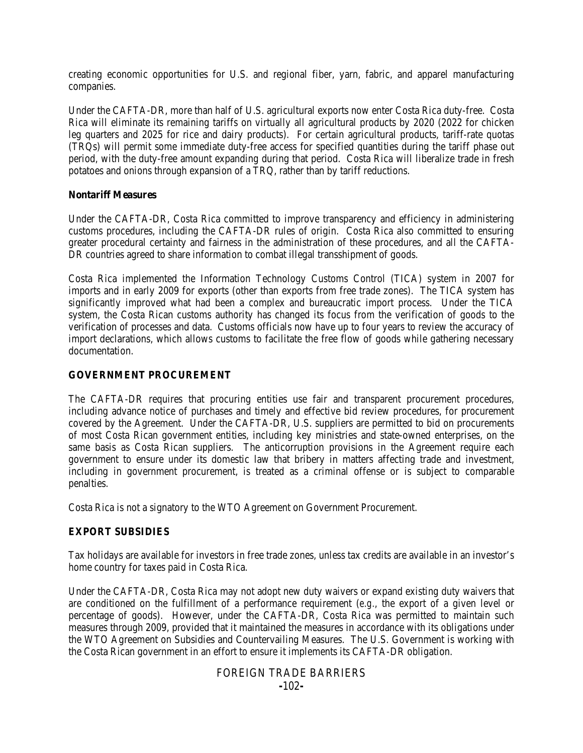creating economic opportunities for U.S. and regional fiber, yarn, fabric, and apparel manufacturing companies.

Under the CAFTA-DR, more than half of U.S. agricultural exports now enter Costa Rica duty-free. Costa Rica will eliminate its remaining tariffs on virtually all agricultural products by 2020 (2022 for chicken leg quarters and 2025 for rice and dairy products). For certain agricultural products, tariff-rate quotas (TRQs) will permit some immediate duty-free access for specified quantities during the tariff phase out period, with the duty-free amount expanding during that period. Costa Rica will liberalize trade in fresh potatoes and onions through expansion of a TRQ, rather than by tariff reductions.

### Nontariff Measures

Under the CAFTA-DR, Costa Rica committed to improve transparency and efficiency in administering customs procedures, including the CAFTA-DR rules of origin. Costa Rica also committed to ensuring greater procedural certainty and fairness in the administration of these procedures, and all the CAFTA-DR countries agreed to share information to combat illegal transshipment of goods.

Costa Rica implemented the Information Technology Customs Control (TICA) system in 2007 for imports and in early 2009 for exports (other than exports from free trade zones). The TICA system has significantly improved what had been a complex and bureaucratic import process. Under the TICA system, the Costa Rican customs authority has changed its focus from the verification of goods to the verification of processes and data. Customs officials now have up to four years to review the accuracy of import declarations, which allows customs to facilitate the free flow of goods while gathering necessary documentation.

## GOVERNMENT PROCUREMENT

The CAFTA-DR requires that procuring entities use fair and transparent procurement procedures, including advance notice of purchases and timely and effective bid review procedures, for procurement covered by the Agreement. Under the CAFTA-DR, U.S. suppliers are permitted to bid on procurements of most Costa Rican government entities, including key ministries and state-owned enterprises, on the same basis as Costa Rican suppliers. The anticorruption provisions in the Agreement require each government to ensure under its domestic law that bribery in matters affecting trade and investment, including in government procurement, is treated as a criminal offense or is subject to comparable penalties.

Costa Rica is not a signatory to the WTO Agreement on Government Procurement.

## EXPORT SUBSIDIES

Tax holidays are available for investors in free trade zones, unless tax credits are available in an investor's home country for taxes paid in Costa Rica.

Under the CAFTA-DR, Costa Rica may not adopt new duty waivers or expand existing duty waivers that are conditioned on the fulfillment of a performance requirement (*e.g.*, the export of a given level or percentage of goods). However, under the CAFTA-DR, Costa Rica was permitted to maintain such measures through 2009, provided that it maintained the measures in accordance with its obligations under the WTO Agreement on Subsidies and Countervailing Measures. The U.S. Government is working with the Costa Rican government in an effort to ensure it implements its CAFTA-DR obligation.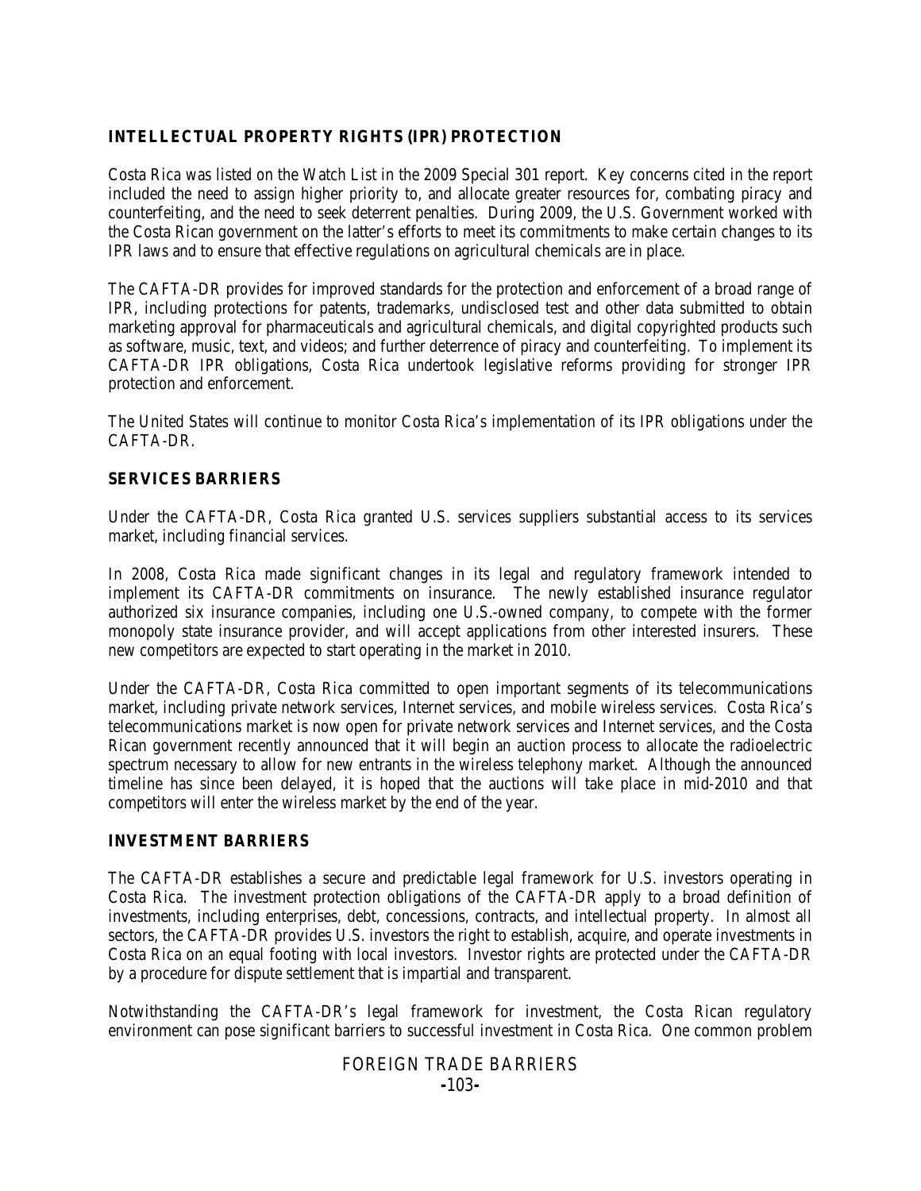## INTELLECTUAL PROPERTY RIGHTS (IPR) PROTECTION

Costa Rica was listed on the Watch List in the 2009 Special 301 report. Key concerns cited in the report included the need to assign higher priority to, and allocate greater resources for, combating piracy and counterfeiting, and the need to seek deterrent penalties. During 2009, the U.S. Government worked with the Costa Rican government on the latter's efforts to meet its commitments to make certain changes to its IPR laws and to ensure that effective regulations on agricultural chemicals are in place.

The CAFTA-DR provides for improved standards for the protection and enforcement of a broad range of IPR, including protections for patents, trademarks, undisclosed test and other data submitted to obtain marketing approval for pharmaceuticals and agricultural chemicals, and digital copyrighted products such as software, music, text, and videos; and further deterrence of piracy and counterfeiting. To implement its CAFTA-DR IPR obligations, Costa Rica undertook legislative reforms providing for stronger IPR protection and enforcement.

The United States will continue to monitor Costa Rica's implementation of its IPR obligations under the CAFTA-DR.

## SERVICES BARRIERS

Under the CAFTA-DR, Costa Rica granted U.S. services suppliers substantial access to its services market, including financial services.

In 2008, Costa Rica made significant changes in its legal and regulatory framework intended to implement its CAFTA-DR commitments on insurance. The newly established insurance regulator authorized six insurance companies, including one U.S.-owned company, to compete with the former monopoly state insurance provider, and will accept applications from other interested insurers. These new competitors are expected to start operating in the market in 2010.

Under the CAFTA-DR, Costa Rica committed to open important segments of its telecommunications market, including private network services, Internet services, and mobile wireless services. Costa Rica's telecommunications market is now open for private network services and Internet services, and the Costa Rican government recently announced that it will begin an auction process to allocate the radioelectric spectrum necessary to allow for new entrants in the wireless telephony market. Although the announced timeline has since been delayed, it is hoped that the auctions will take place in mid-2010 and that competitors will enter the wireless market by the end of the year.

## INVESTMENT BARRIERS

The CAFTA-DR establishes a secure and predictable legal framework for U.S. investors operating in Costa Rica. The investment protection obligations of the CAFTA-DR apply to a broad definition of investments, including enterprises, debt, concessions, contracts, and intellectual property. In almost all sectors, the CAFTA-DR provides U.S. investors the right to establish, acquire, and operate investments in Costa Rica on an equal footing with local investors. Investor rights are protected under the CAFTA-DR by a procedure for dispute settlement that is impartial and transparent.

Notwithstanding the CAFTA-DR's legal framework for investment, the Costa Rican regulatory environment can pose significant barriers to successful investment in Costa Rica. One common problem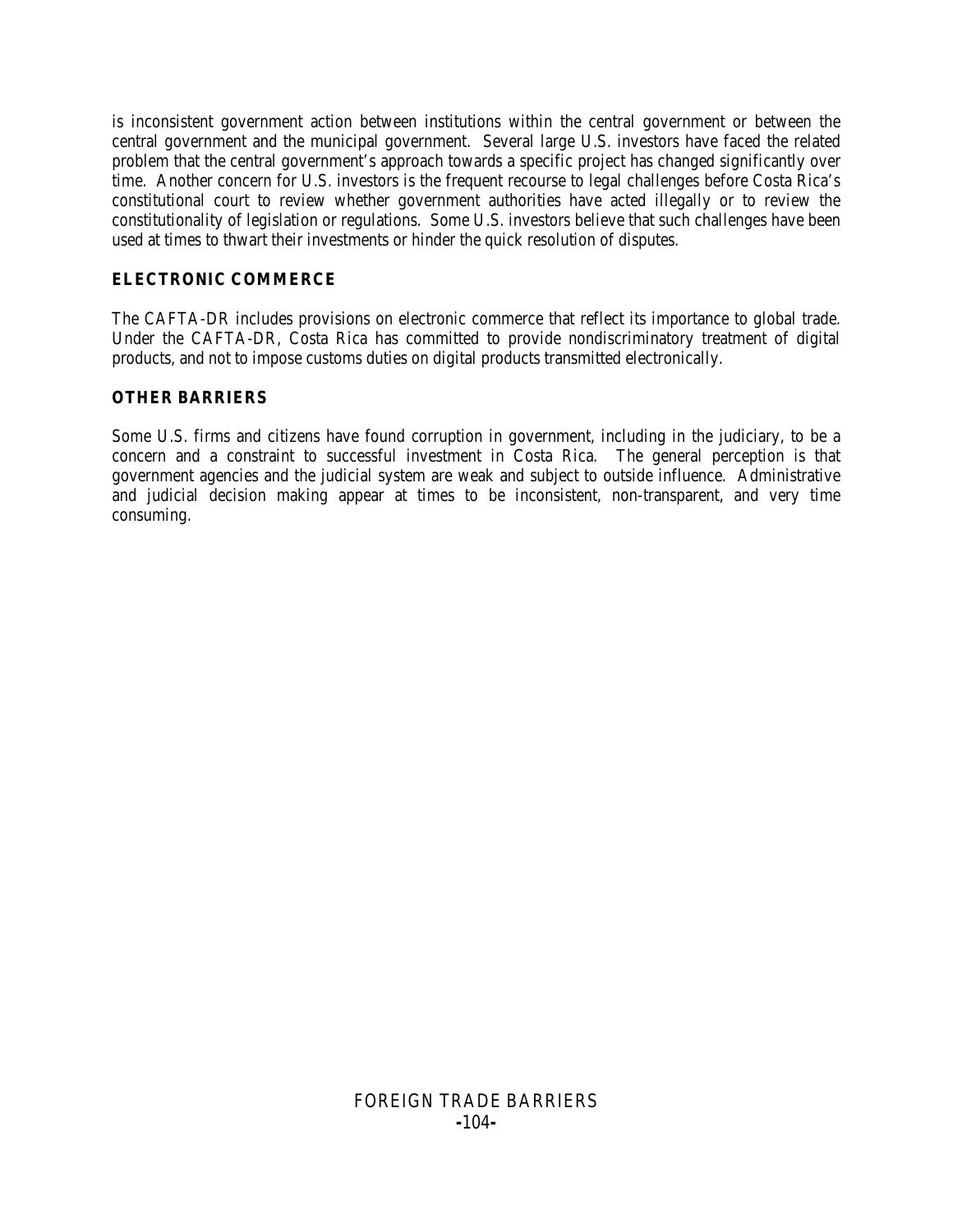is inconsistent government action between institutions within the central government or between the central government and the municipal government. Several large U.S. investors have faced the related problem that the central government's approach towards a specific project has changed significantly over time. Another concern for U.S. investors is the frequent recourse to legal challenges before Costa Rica's constitutional court to review whether government authorities have acted illegally or to review the constitutionality of legislation or regulations. Some U.S. investors believe that such challenges have been used at times to thwart their investments or hinder the quick resolution of disputes.

## ELECTRONIC COMMERCE

The CAFTA-DR includes provisions on electronic commerce that reflect its importance to global trade. Under the CAFTA-DR, Costa Rica has committed to provide nondiscriminatory treatment of digital products, and not to impose customs duties on digital products transmitted electronically.

## OTHER BARRIERS

Some U.S. firms and citizens have found corruption in government, including in the judiciary, to be a concern and a constraint to successful investment in Costa Rica. The general perception is that government agencies and the judicial system are weak and subject to outside influence. Administrative and judicial decision making appear at times to be inconsistent, non-transparent, and very time consuming.